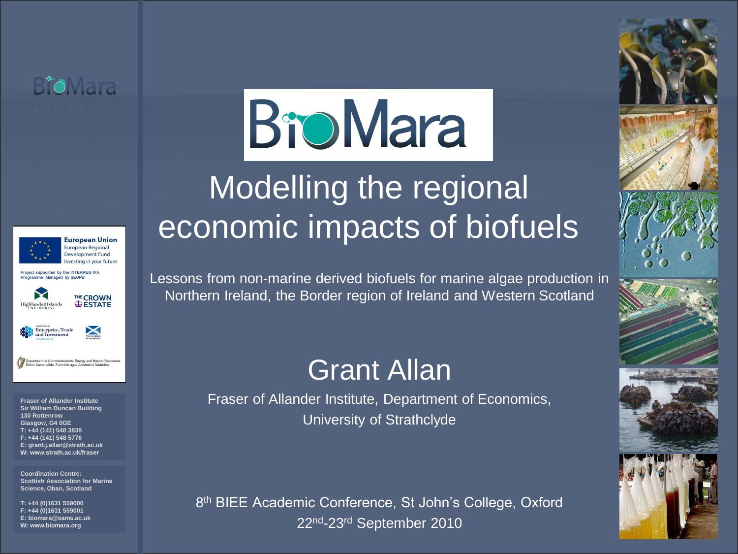# BioMara

# Modelling the regional economic impacts of biofuels

Lessons from non-marine derived biofuels for marine algae production in Northern Ireland, the Border region of Ireland and Western Scotland

## Grant Allan

Fraser of Allander Institute, Department of Economics, University of Strathclyde

8th BIEE Academic Conference, St John's College, Oxford
22nd-23rd September 2010

European Union
European Regional Development Fund
Investing in your future

Project supported by the INTERREG IVA Programme Managed by SEUPB

Highlands & Islands Enterprise

The Crown Estate

Department of Enterprise, Trade and Investment

The Scottish Government

Department of Communications, Energy and Natural Resources
Roinn Cumarsáide, Fuinnimh agus Acmhainní Nádúrtha

**Fraser of Allander Institute**
**Sir William Duncan Building**
**130 Rottenrow**
**Glasgow, G4 0GE**
**T: +44 (141) 548 3838**
**F: +44 (141) 548 5776**
**E: grant.j.allan@strath.ac.uk**
**W: www.strath.ac.uk/fraser**

**Coordination Centre:**
**Scottish Association for Marine Science, Oban, Scotland**

**T: +44 (0)1631 559000**
**F: +44 (0)1631 559001**
**E: biomara@sams.ac.uk**
**W: www.biomara.org**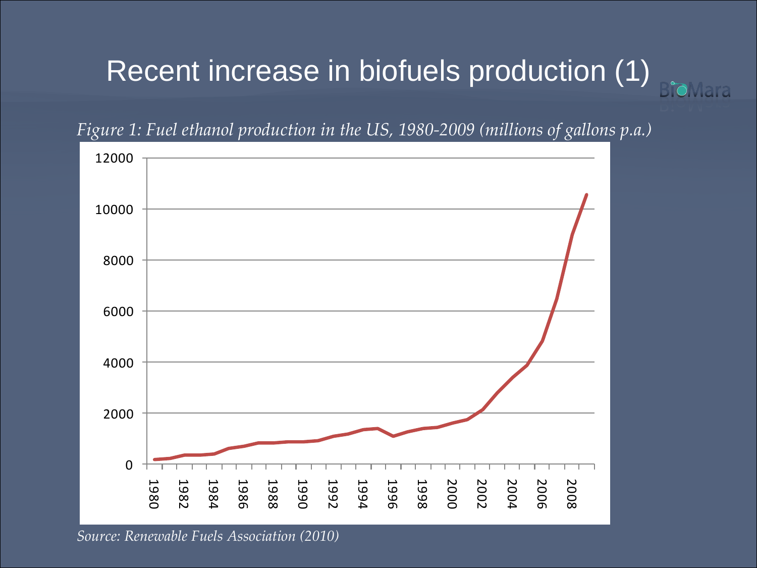# Recent increase in biofuels production (1)

*Figure 1: Fuel ethanol production in the US, 1980-2009 (millions of gallons p.a.)*

*Source: Renewable Fuels Association (2010)*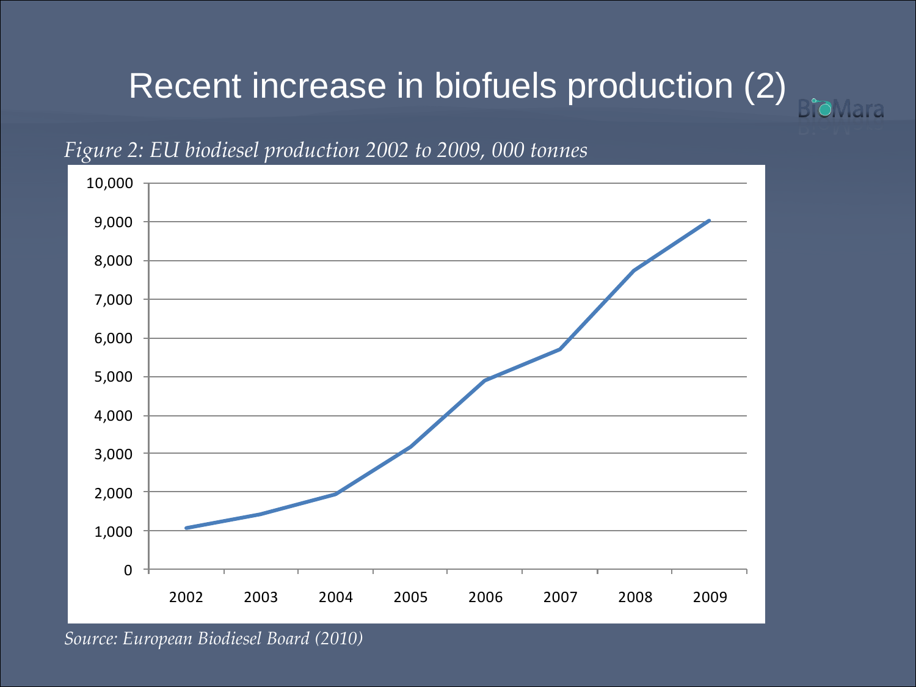# Recent increase in biofuels production (2)

*Figure 2: EU biodiesel production 2002 to 2009, 000 tonnes*

*Source: European Biodiesel Board (2010)*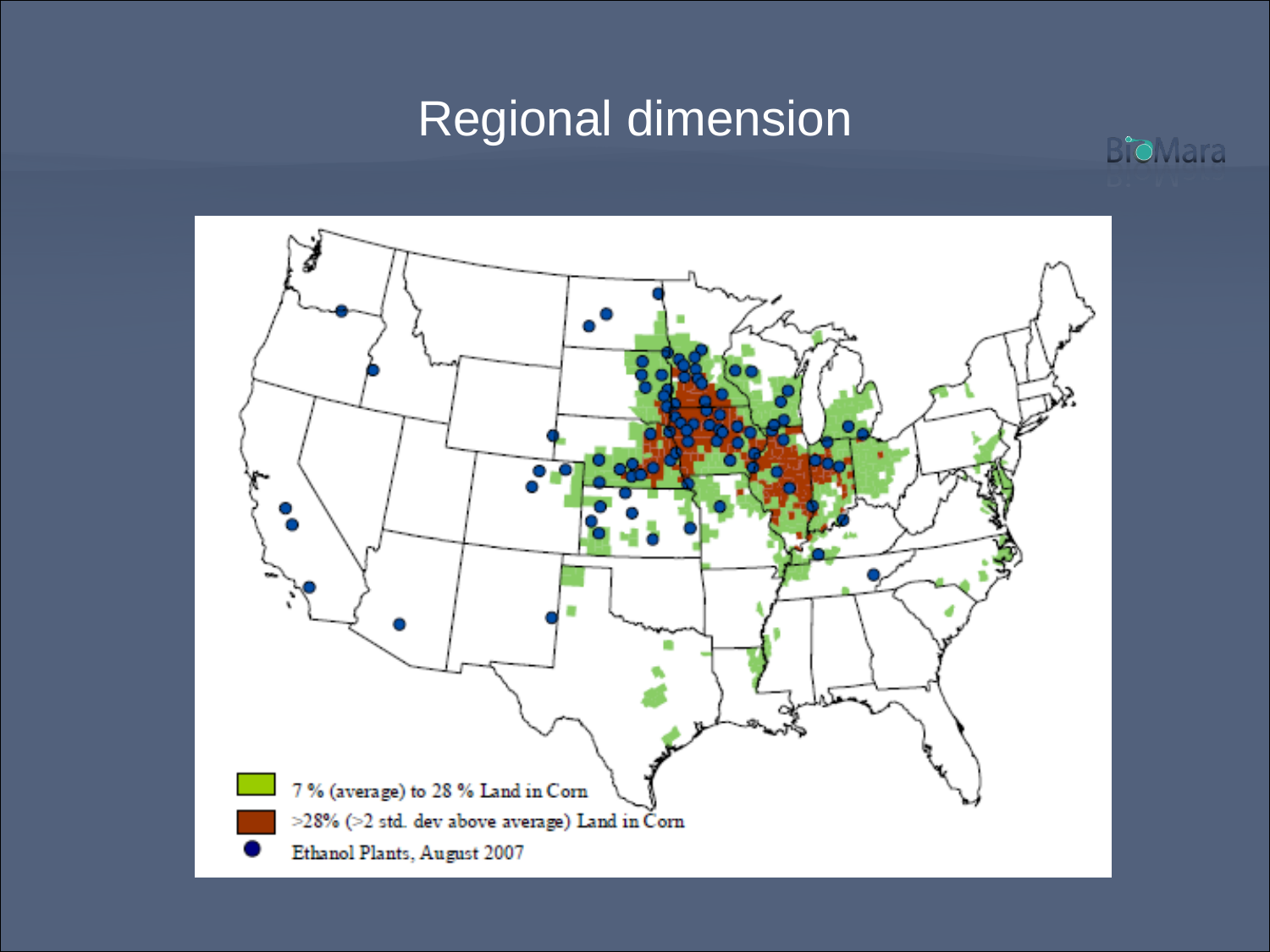# Regional dimension

7 % (average) to 28 % Land in Corn

>28% (>2 std. dev above average) Land in Corn

Ethanol Plants, August 2007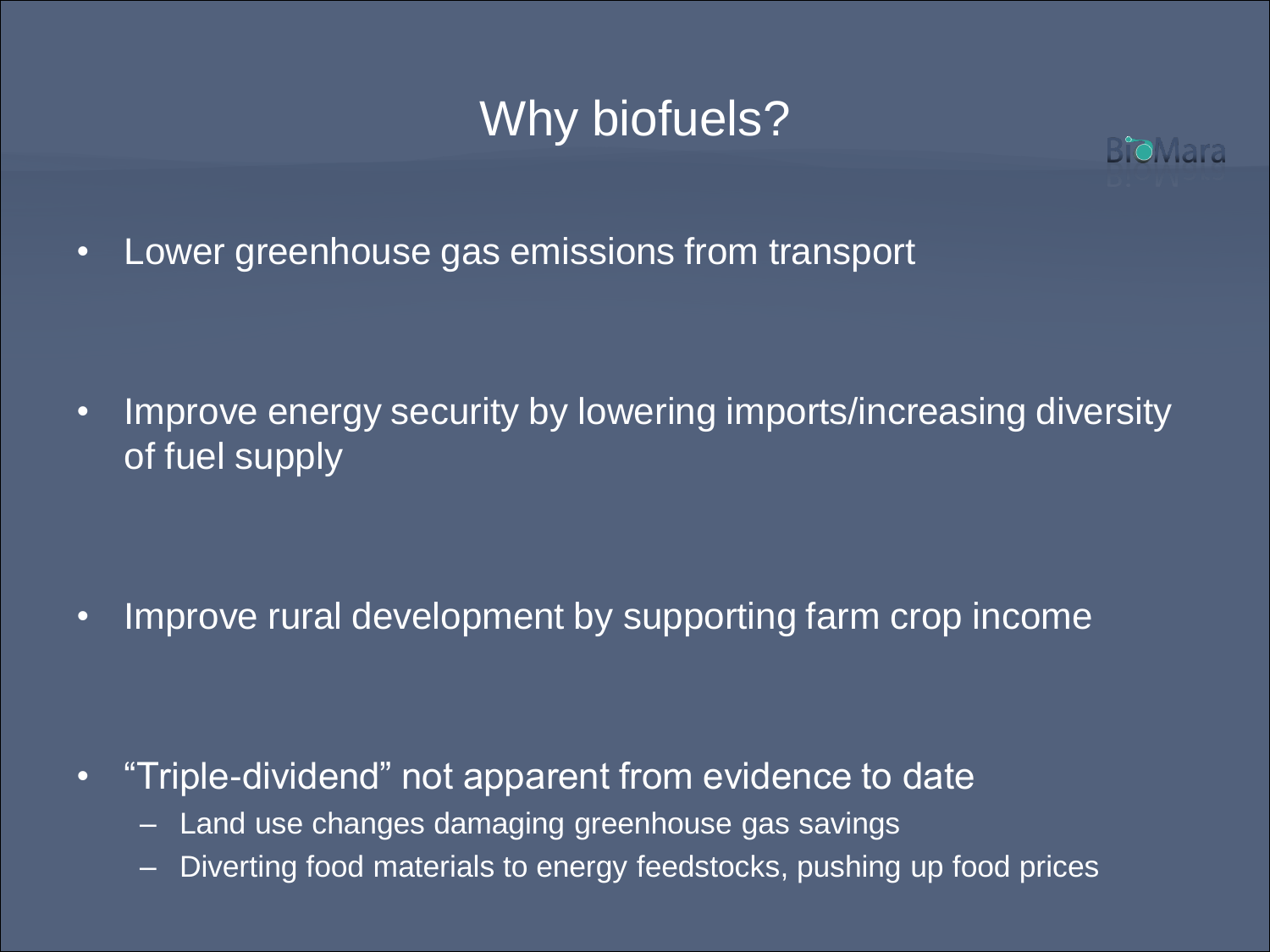# Why biofuels?

- Lower greenhouse gas emissions from transport
- Improve energy security by lowering imports/increasing diversity of fuel supply
- Improve rural development by supporting farm crop income
- "Triple-dividend" not apparent from evidence to date
  - Land use changes damaging greenhouse gas savings
  - Diverting food materials to energy feedstocks, pushing up food prices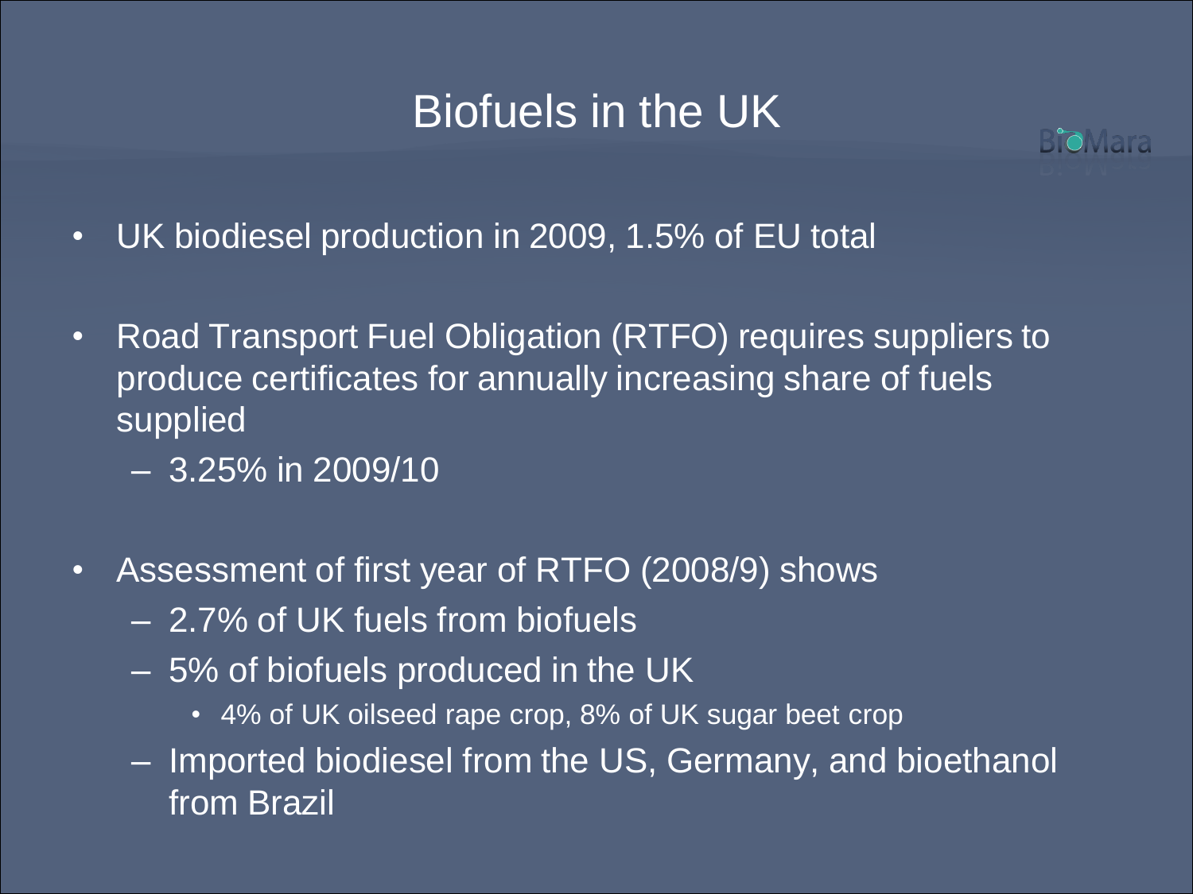# Biofuels in the UK

- UK biodiesel production in 2009, 1.5% of EU total
- Road Transport Fuel Obligation (RTFO) requires suppliers to produce certificates for annually increasing share of fuels supplied
  - 3.25% in 2009/10
- Assessment of first year of RTFO (2008/9) shows
  - 2.7% of UK fuels from biofuels
  - 5% of biofuels produced in the UK
    - 4% of UK oilseed rape crop, 8% of UK sugar beet crop
  - Imported biodiesel from the US, Germany, and bioethanol from Brazil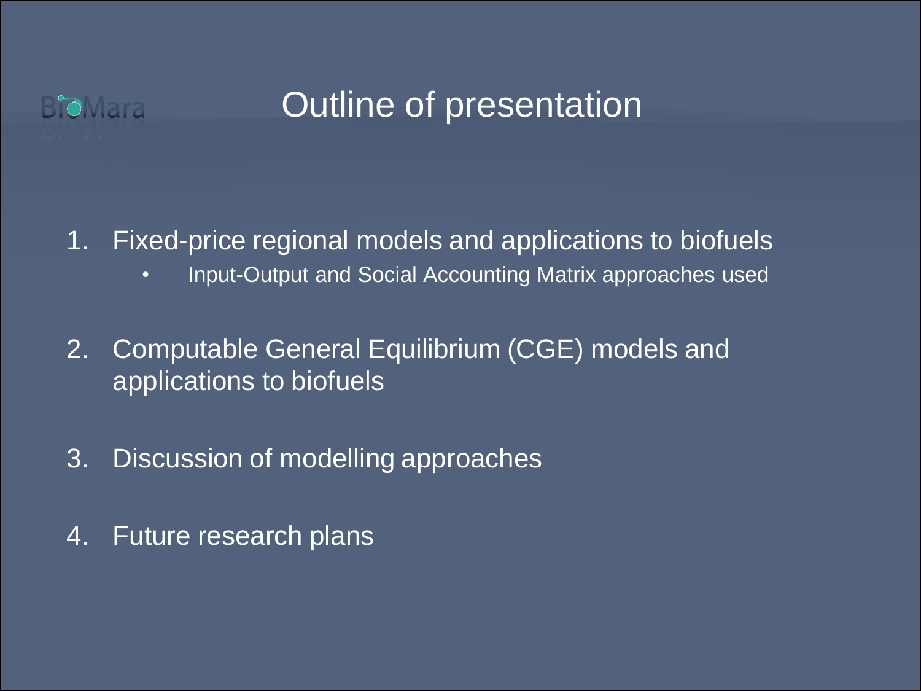# Outline of presentation

1. Fixed-price regional models and applications to biofuels
   - Input-Output and Social Accounting Matrix approaches used
2. Computable General Equilibrium (CGE) models and applications to biofuels
3. Discussion of modelling approaches
4. Future research plans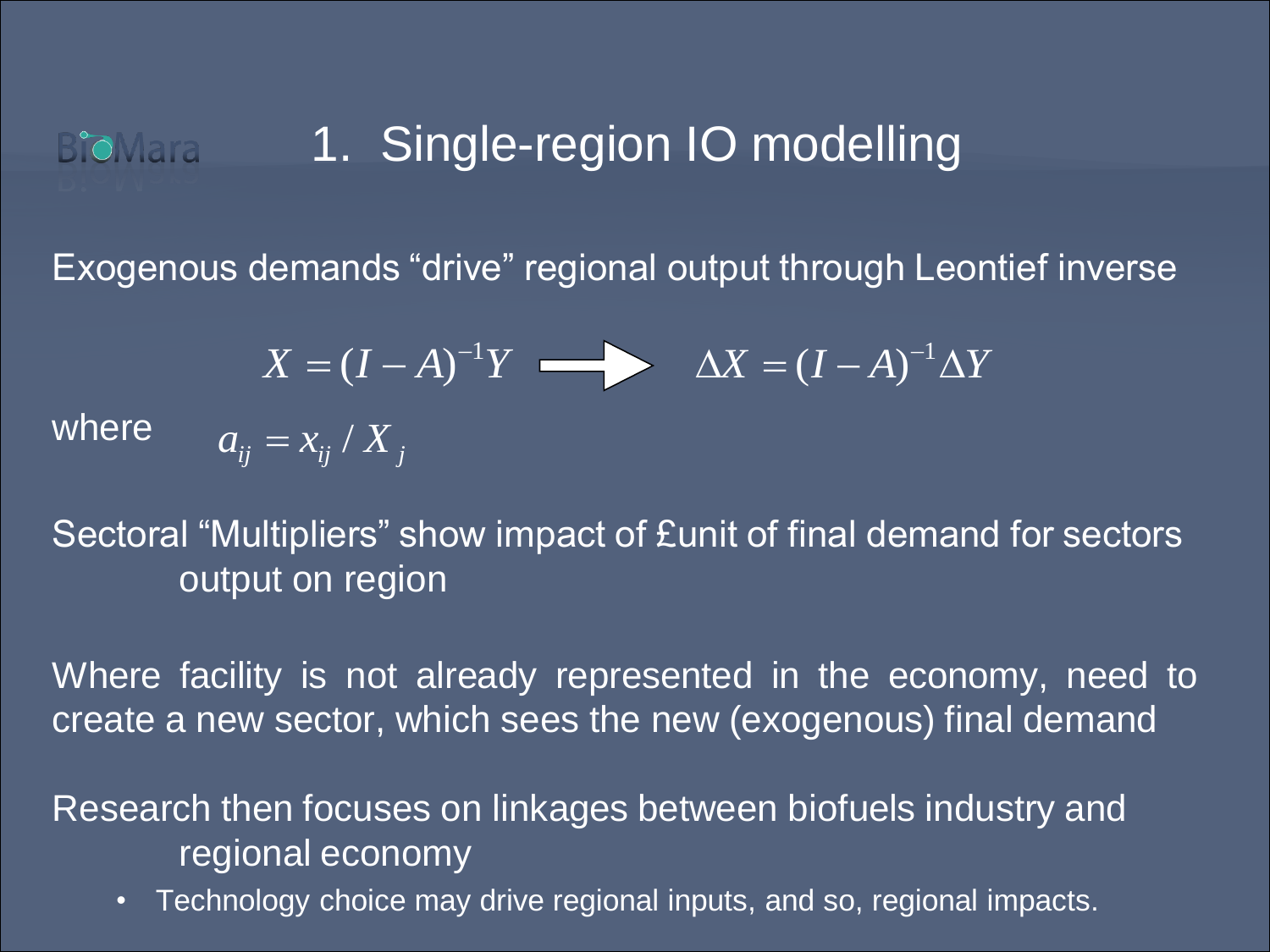# 1. Single-region IO modelling

Exogenous demands "drive" regional output through Leontief inverse

$$X = (I - A)^{-1} Y \quad \Longrightarrow \quad \Delta X = (I - A)^{-1} \Delta Y$$

where $a_{ij} = x_{ij} / X_j$

Sectoral "Multipliers" show impact of £unit of final demand for sectors output on region

Where facility is not already represented in the economy, need to create a new sector, which sees the new (exogenous) final demand

Research then focuses on linkages between biofuels industry and regional economy

- Technology choice may drive regional inputs, and so, regional impacts.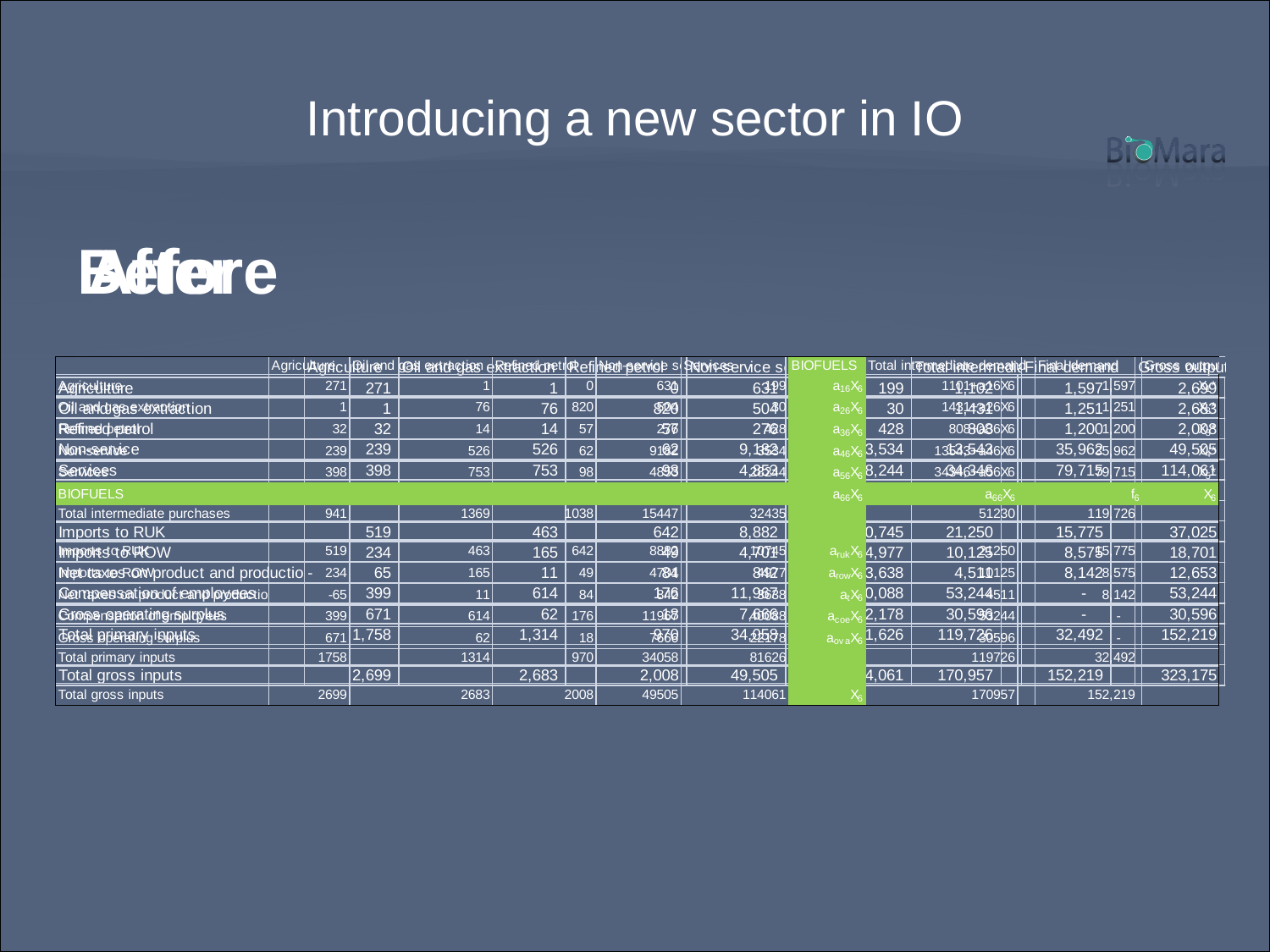# Introducing a new sector in IO

## Before

| | Agriculture | Oil and gas extraction | Refined petrol | Non-service s | Services | Total intermediate demand | Final demand | Gross output |
|---|---|---|---|---|---|---|---|---|
| Agriculture | 271 | 1 | 0 | 631 | 199 | 1,102 | 1,597 | 2,699 |
| Oil and gas extraction | 1 | 76 | 820 | 504 | 30 | 1,431 | 1,251 | 2,683 |
| Refined petrol | 32 | 14 | 57 | 276 | 428 | 808 | 1,200 | 2,008 |
| Non-service | 239 | 526 | 62 | 9,182 | 3,534 | 13,543 | 35,962 | 49,505 |
| Services | 398 | 753 | 98 | 4,853 | 28,244 | 34,346 | 79,715 | 114,061 |
| Imports to RUK | 519 | 463 | 642 | 8,882 | 10,745 | 21,250 | 15,775 | 37,025 |
| Imports to ROW | 234 | 165 | 49 | 4,701 | 4,977 | 10,125 | 8,575 | 18,701 |
| Net taxes on product and productio | 65 | 11 | 84 | 842 | 3,638 | 4,511 | 8,142 | 12,653 |
| Compensation of employees | 399 | 614 | 176 | 11,967 | 40,088 | 53,244 | - | 53,244 |
| Gross operating surplus | 671 | 62 | 18 | 7,666 | 22,178 | 30,596 | - | 30,596 |
| Total primary inputs | 1,758 | 1,314 | 970 | 34,058 | 81,626 | 119,726 | 32,492 | 152,219 |
| Total gross inputs | 2,699 | 2,683 | 2,008 | 49,505 | 114,061 | 170,957 | 152,219 | 323,175 |

## After

| | Agriculture | Oil and gas extraction | Refined petrol | Non-service s | Services | BIOFUELS | Total intermediate demand | Final demand | Gross output |
|---|---|---|---|---|---|---|---|---|---|
| Agriculture | 271 | 1 | 0 | 631 | 199 | $a_{16}X_6$ | $1101+a_{16}X_6$ | 1597 | $X_1$ |
| Oil and gas extraction | 1 | 76 | 820 | 504 | 30 | $a_{26}X_6$ | $1431+a_{26}X_6$ | 1251 | $X_2$ |
| Refined petrol | 32 | 14 | 57 | 276 | 428 | $a_{36}X_6$ | $808+a_{36}X_6$ | 1200 | $X_3$ |
| Non-service | 239 | 526 | 62 | 9182 | 3534 | $a_{46}X_6$ | $13543+a_{46}X_6$ | 35962 | $X_4$ |
| Services | 398 | 753 | 98 | 4853 | 28244 | $a_{56}X_6$ | $34346+a_{56}X_6$ | 79715 | $X_5$ |
| BIOFUELS | | | | | | $a_{66}X_6$ | $a_{66}X_6$ | $f_6$ | $X_6$ |
| Total intermediate purchases | 941 | 1369 | 1038 | 15447 | 32435 | | 51230 | 119726 | |
| Imports to RUK | 519 | 463 | 642 | 8882 | 10745 | $a_{ruk}X_6$ | 21250 | 15775 | |
| Imports to ROW | 234 | 165 | 49 | 4701 | 4977 | $a_{row}X_6$ | 10125 | 8575 | |
| Net taxes on product and productio | -65 | 11 | 84 | 842 | 3638 | $a_t X_6$ | 4511 | 8142 | |
| Compensation of employees | 399 | 614 | 176 | 11967 | 40088 | $a_{coe}X_6$ | 53244 | - | |
| Gross operating surplus | 671 | 62 | 18 | 7666 | 22178 | $a_{ova}X_6$ | 30596 | - | |
| Total primary inputs | 1758 | 1314 | 970 | 34058 | 81626 | | 119726 | 32492 | |
| Total gross inputs | 2699 | 2683 | 2008 | 49505 | 114061 | $X_6$ | 170957 | 152,219 | |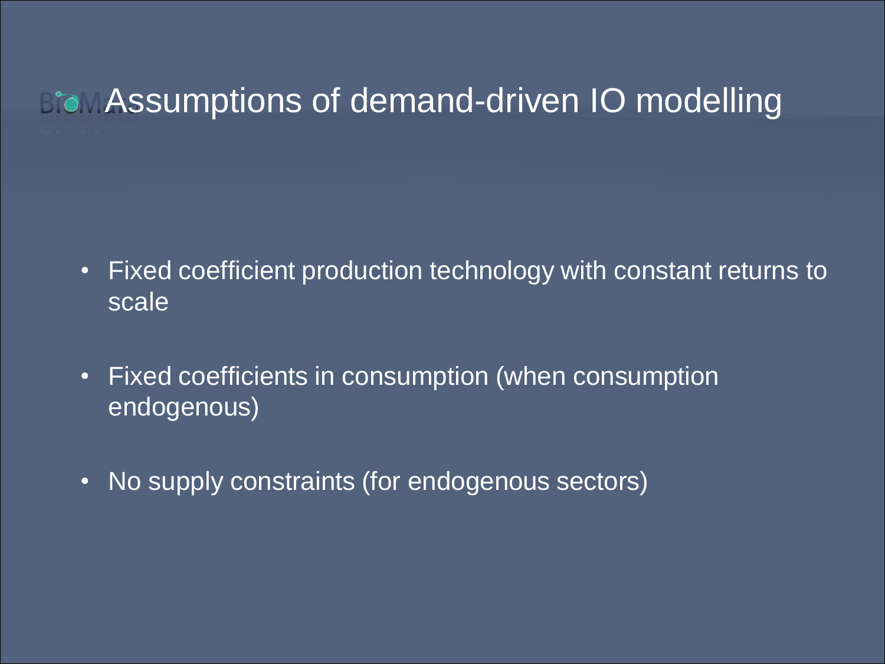# Assumptions of demand-driven IO modelling

- Fixed coefficient production technology with constant returns to scale
- Fixed coefficients in consumption (when consumption endogenous)
- No supply constraints (for endogenous sectors)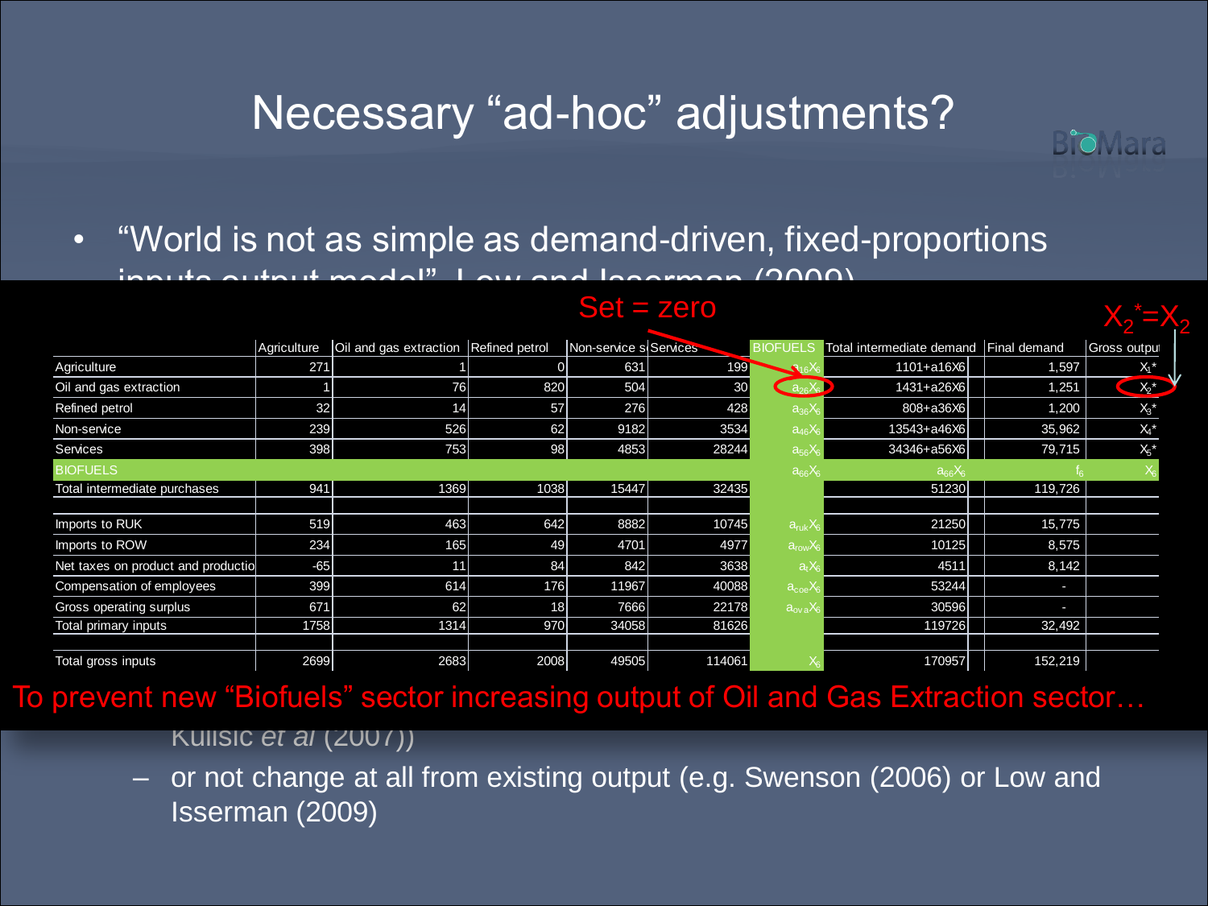# Necessary "ad-hoc" adjustments?

- "World is not as simple as demand-driven, fixed-proportions inputs output model", Low and Isserman (2009)

Set = zero

$X_2^* = X_2$

| | Agriculture | Oil and gas extraction | Refined petrol | Non-service s | Services | BIOFUELS | Total intermediate demand | Final demand | Gross output |
|---|---|---|---|---|---|---|---|---|---|
| Agriculture | 271 | 1 | 0 | 631 | 199 | $a_{16}X_6$ | 1101+a16X6 | 1,597 | $X_1^*$ |
| Oil and gas extraction | 1 | 76 | 820 | 504 | 30 | $a_{26}X_6$ | 1431+a26X6 | 1,251 | $X_2^*$ |
| Refined petrol | 32 | 14 | 57 | 276 | 428 | $a_{36}X_6$ | 808+a36X6 | 1,200 | $X_3^*$ |
| Non-service | 239 | 526 | 62 | 9182 | 3534 | $a_{46}X_6$ | 13543+a46X6 | 35,962 | $X_4^*$ |
| Services | 398 | 753 | 98 | 4853 | 28244 | $a_{56}X_6$ | 34346+a56X6 | 79,715 | $X_5^*$ |
| BIOFUELS | | | | | | $a_{66}X_6$ | $a_{66}X_6$ | $f_6$ | $X_6$ |
| Total intermediate purchases | 941 | 1369 | 1038 | 15447 | 32435 | | 51230 | 119,726 | |
| | | | | | | | | | |
| Imports to RUK | 519 | 463 | 642 | 8882 | 10745 | $a_{ruk}X_6$ | 21250 | 15,775 | |
| Imports to ROW | 234 | 165 | 49 | 4701 | 4977 | $a_{row}X_6$ | 10125 | 8,575 | |
| Net taxes on product and productio | -65 | 11 | 84 | 842 | 3638 | $a_tX_6$ | 4511 | 8,142 | |
| Compensation of employees | 399 | 614 | 176 | 11967 | 40088 | $a_{coe}X_6$ | 53244 | - | |
| Gross operating surplus | 671 | 62 | 18 | 7666 | 22178 | $a_{ova}X_6$ | 30596 | - | |
| Total primary inputs | 1758 | 1314 | 970 | 34058 | 81626 | | 119726 | 32,492 | |
| | | | | | | | | | |
| Total gross inputs | 2699 | 2683 | 2008 | 49505 | 114061 | $X_6$ | 170957 | 152,219 | |

To prevent new "Biofuels" sector increasing output of Oil and Gas Extraction sector…

Kulisic *et al* (2007))

– or not change at all from existing output (e.g. Swenson (2006) or Low and Isserman (2009)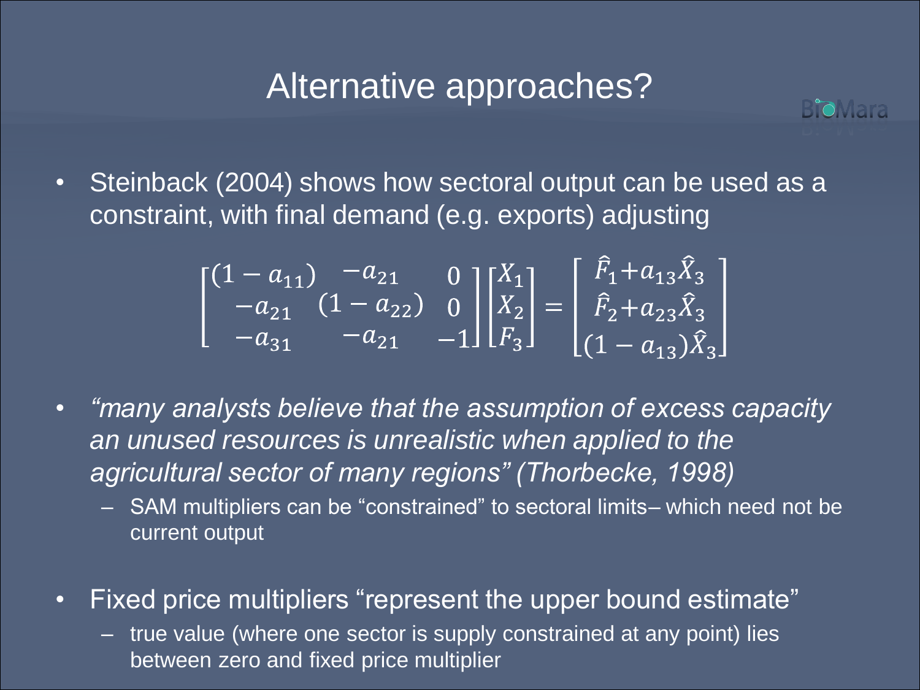# Alternative approaches?

- Steinback (2004) shows how sectoral output can be used as a constraint, with final demand (e.g. exports) adjusting

$$\begin{bmatrix} (1-a_{11}) & -a_{21} & 0 \\ -a_{21} & (1-a_{22}) & 0 \\ -a_{31} & -a_{21} & -1 \end{bmatrix} \begin{bmatrix} X_1 \\ X_2 \\ F_3 \end{bmatrix} = \begin{bmatrix} \hat{F}_1 + a_{13}\hat{X}_3 \\ \hat{F}_2 + a_{23}\hat{X}_3 \\ (1-a_{13})\hat{X}_3 \end{bmatrix}$$

- *"many analysts believe that the assumption of excess capacity an unused resources is unrealistic when applied to the agricultural sector of many regions" (Thorbecke, 1998)*
  - SAM multipliers can be "constrained" to sectoral limits– which need not be current output

- Fixed price multipliers "represent the upper bound estimate"
  - true value (where one sector is supply constrained at any point) lies between zero and fixed price multiplier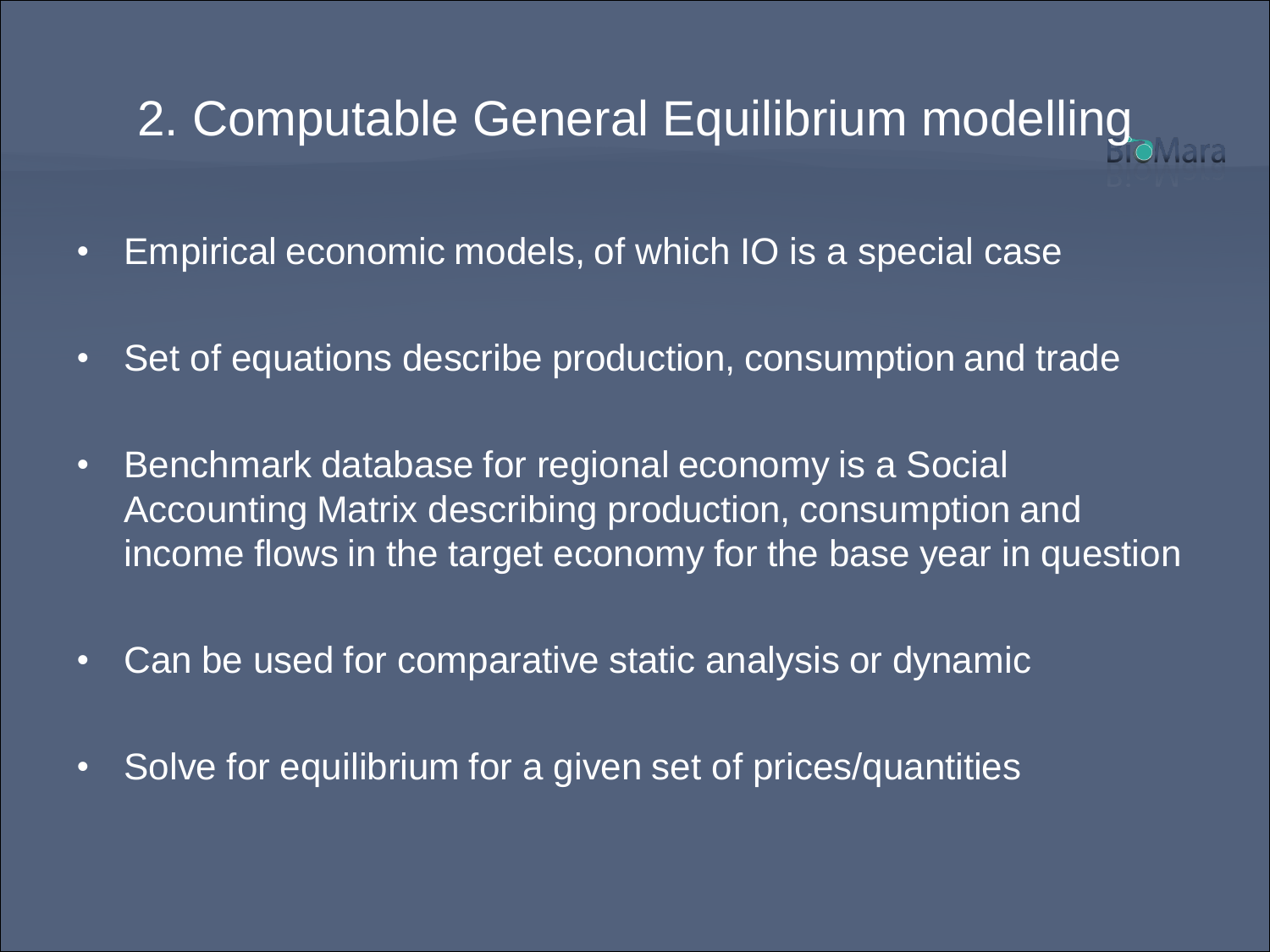## 2. Computable General Equilibrium modelling

- Empirical economic models, of which IO is a special case
- Set of equations describe production, consumption and trade
- Benchmark database for regional economy is a Social Accounting Matrix describing production, consumption and income flows in the target economy for the base year in question
- Can be used for comparative static analysis or dynamic
- Solve for equilibrium for a given set of prices/quantities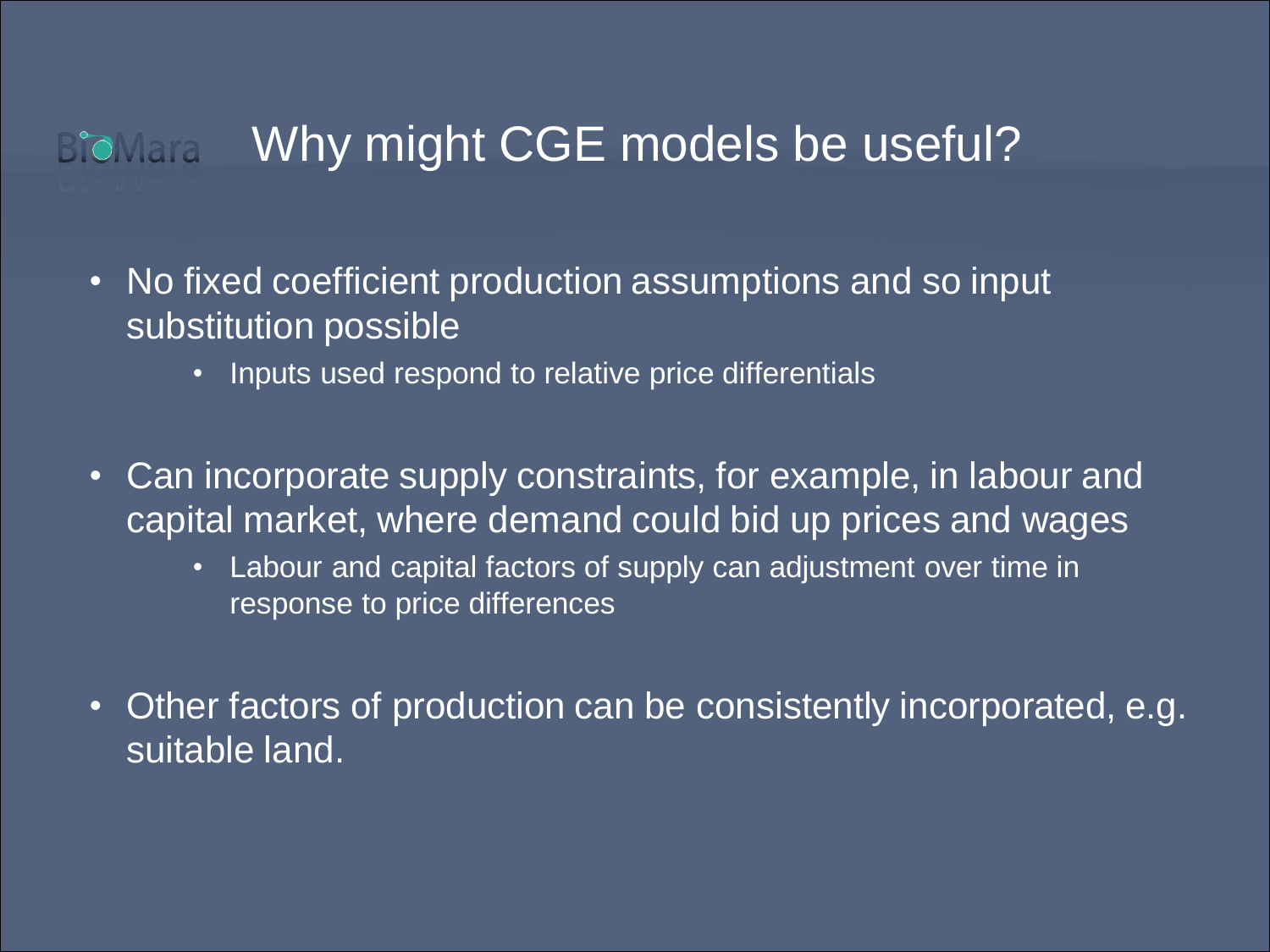# Why might CGE models be useful?

- No fixed coefficient production assumptions and so input substitution possible
  - Inputs used respond to relative price differentials
- Can incorporate supply constraints, for example, in labour and capital market, where demand could bid up prices and wages
  - Labour and capital factors of supply can adjustment over time in response to price differences
- Other factors of production can be consistently incorporated, e.g. suitable land.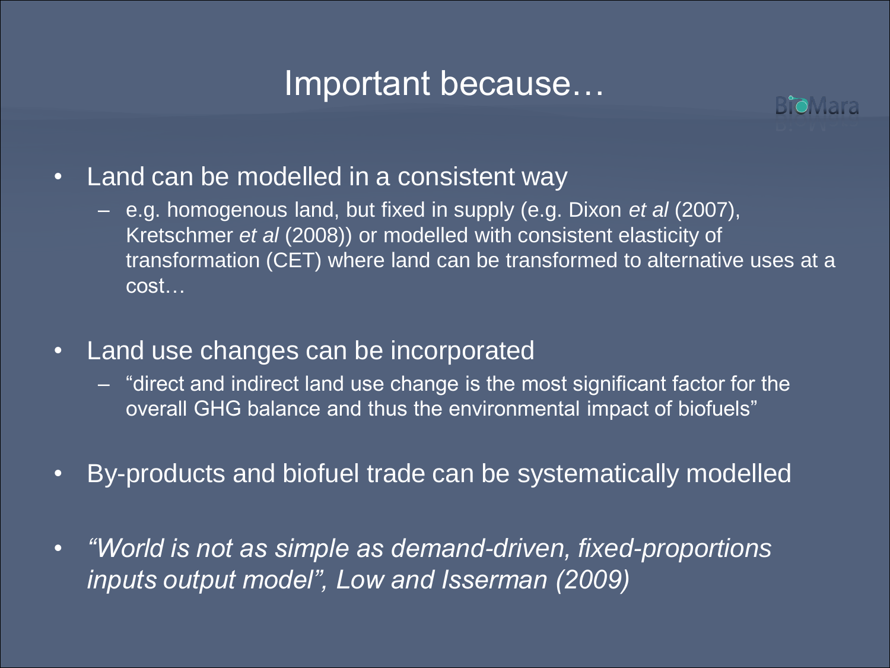# Important because…

- Land can be modelled in a consistent way
  - e.g. homogenous land, but fixed in supply (e.g. Dixon *et al* (2007), Kretschmer *et al* (2008)) or modelled with consistent elasticity of transformation (CET) where land can be transformed to alternative uses at a cost…
- Land use changes can be incorporated
  - "direct and indirect land use change is the most significant factor for the overall GHG balance and thus the environmental impact of biofuels"
- By-products and biofuel trade can be systematically modelled
- *"World is not as simple as demand-driven, fixed-proportions inputs output model", Low and Isserman (2009)*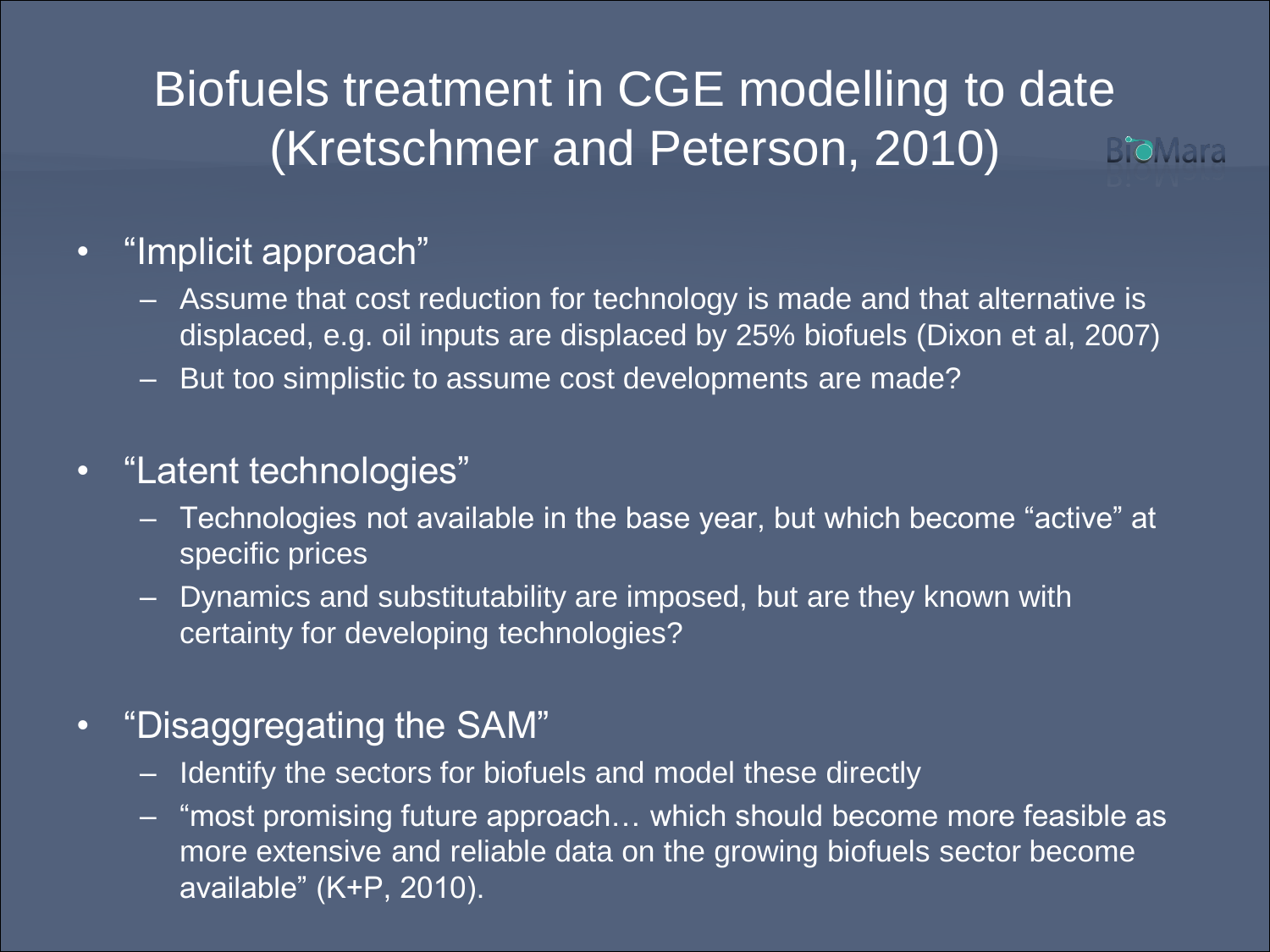# Biofuels treatment in CGE modelling to date (Kretschmer and Peterson, 2010)

- "Implicit approach"
  - Assume that cost reduction for technology is made and that alternative is displaced, e.g. oil inputs are displaced by 25% biofuels (Dixon et al, 2007)
  - But too simplistic to assume cost developments are made?
- "Latent technologies"
  - Technologies not available in the base year, but which become "active" at specific prices
  - Dynamics and substitutability are imposed, but are they known with certainty for developing technologies?
- "Disaggregating the SAM"
  - Identify the sectors for biofuels and model these directly
  - "most promising future approach… which should become more feasible as more extensive and reliable data on the growing biofuels sector become available" (K+P, 2010).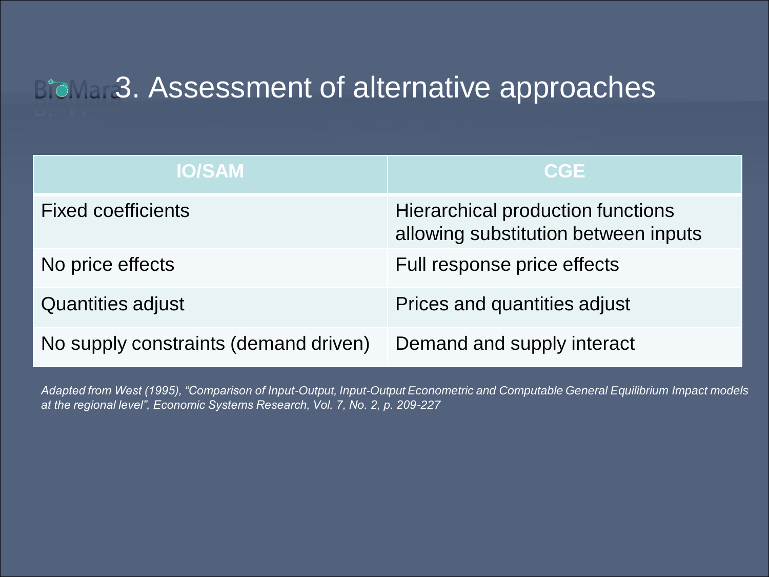# 3. Assessment of alternative approaches

| IO/SAM | CGE |
| --- | --- |
| Fixed coefficients | Hierarchical production functions allowing substitution between inputs |
| No price effects | Full response price effects |
| Quantities adjust | Prices and quantities adjust |
| No supply constraints (demand driven) | Demand and supply interact |

*Adapted from West (1995), "Comparison of Input-Output, Input-Output Econometric and Computable General Equilibrium Impact models at the regional level", Economic Systems Research, Vol. 7, No. 2, p. 209-227*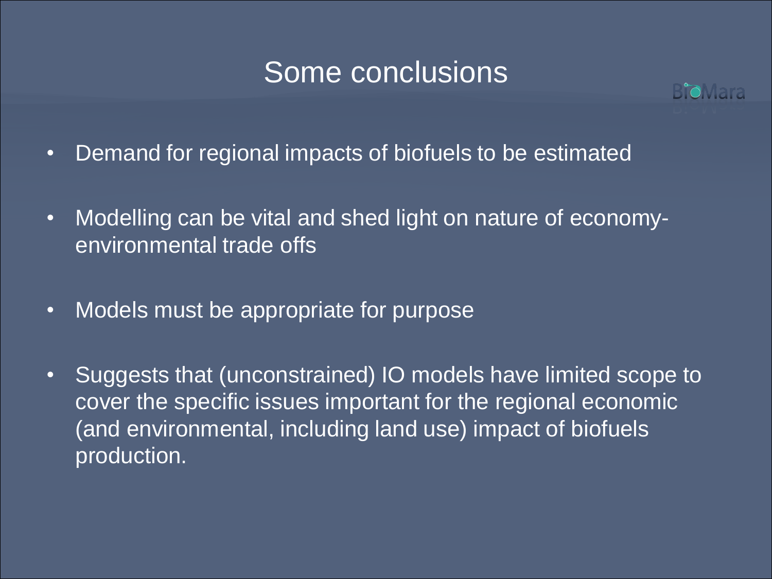# Some conclusions

- Demand for regional impacts of biofuels to be estimated
- Modelling can be vital and shed light on nature of economy-environmental trade offs
- Models must be appropriate for purpose
- Suggests that (unconstrained) IO models have limited scope to cover the specific issues important for the regional economic (and environmental, including land use) impact of biofuels production.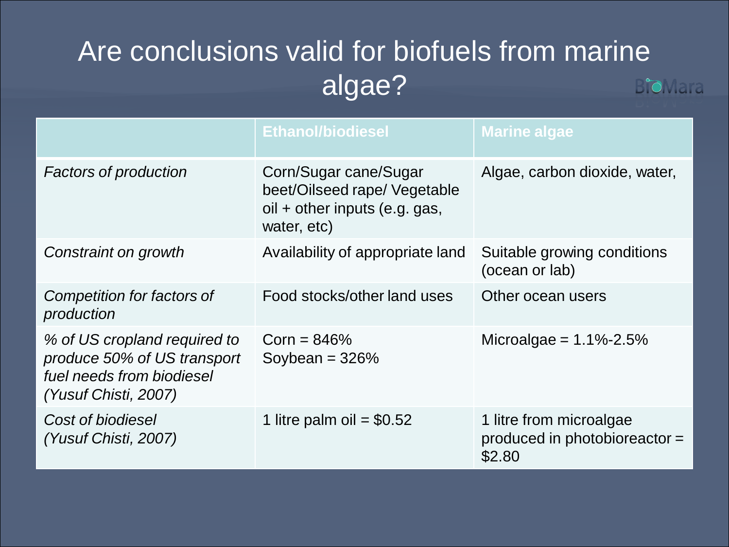# Are conclusions valid for biofuels from marine algae?

| | **Ethanol/biodiesel** | **Marine algae** |
|---|---|---|
| *Factors of production* | Corn/Sugar cane/Sugar beet/Oilseed rape/ Vegetable oil + other inputs (e.g. gas, water, etc) | Algae, carbon dioxide, water, |
| *Constraint on growth* | Availability of appropriate land | Suitable growing conditions (ocean or lab) |
| *Competition for factors of production* | Food stocks/other land uses | Other ocean users |
| *% of US cropland required to produce 50% of US transport fuel needs from biodiesel (Yusuf Chisti, 2007)* | Corn = 846%<br>Soybean = 326% | Microalgae = 1.1%-2.5% |
| *Cost of biodiesel (Yusuf Chisti, 2007)* | 1 litre palm oil = $0.52 | 1 litre from microalgae produced in photobioreactor = $2.80 |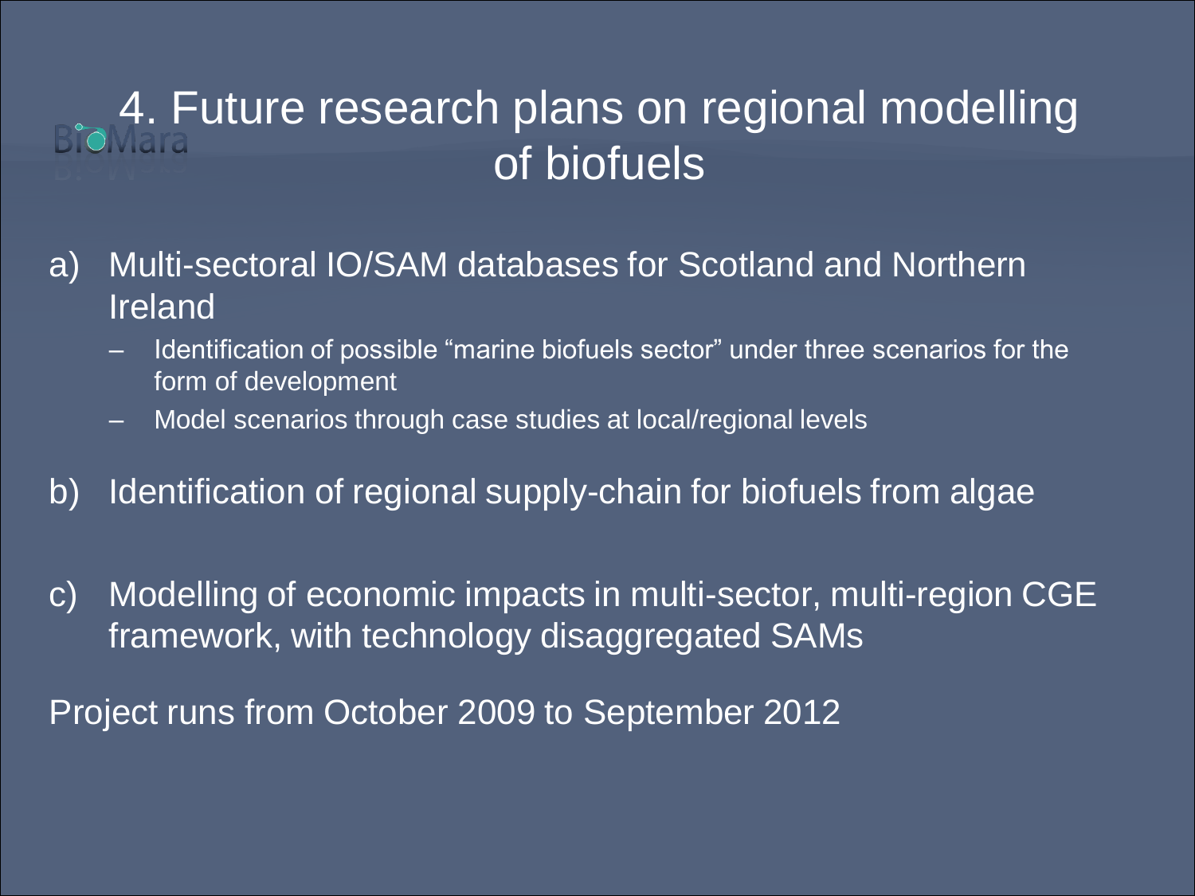# 4. Future research plans on regional modelling of biofuels

a) Multi-sectoral IO/SAM databases for Scotland and Northern Ireland
   - Identification of possible “marine biofuels sector” under three scenarios for the form of development
   - Model scenarios through case studies at local/regional levels

b) Identification of regional supply-chain for biofuels from algae

c) Modelling of economic impacts in multi-sector, multi-region CGE framework, with technology disaggregated SAMs

Project runs from October 2009 to September 2012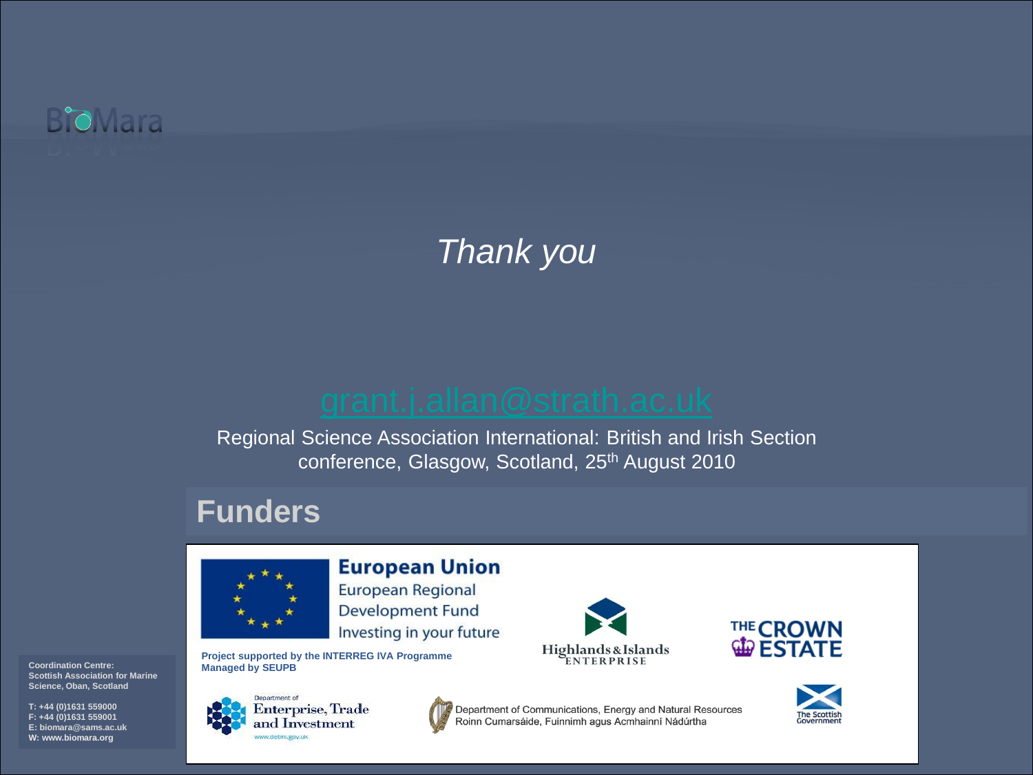BioMara

*Thank you*

grant.j.allan@strath.ac.uk

Regional Science Association International: British and Irish Section conference, Glasgow, Scotland, 25th August 2010

## Funders

**European Union**
European Regional Development Fund
Investing in your future

**Project supported by the INTERREG IVA Programme Managed by SEUPB**

Highlands & Islands Enterprise

The Crown Estate

Department of Enterprise, Trade and Investment
www.detini.gov.uk

Department of Communications, Energy and Natural Resources
Roinn Cumarsáide, Fuinnimh agus Acmhainní Nádúrtha

The Scottish Government

**Coordination Centre:**
**Scottish Association for Marine Science, Oban, Scotland**

**T: +44 (0)1631 559000**
**F: +44 (0)1631 559001**
**E: biomara@sams.ac.uk**
**W: www.biomara.org**